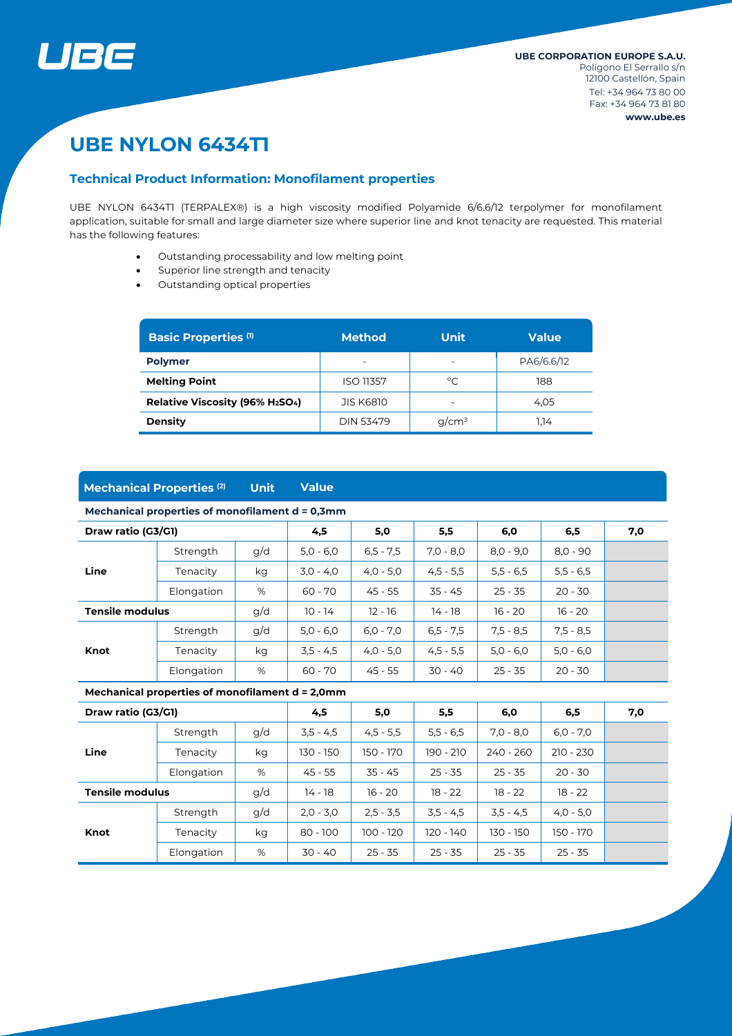UBE CORPORATION EUROPE S.A.U.
Polígono El Serrallo s/n
12100 Castellón, Spain
Tel: +34 964 73 80 00
Fax: +34 964 73 81 80
www.ube.es

# UBE NYLON 6434TI

## Technical Product Information: Monofilament properties

UBE NYLON 6434TI (TERPALEX®) is a high viscosity modified Polyamide 6/6.6/12 terpolymer for monofilament application, suitable for small and large diameter size where superior line and knot tenacity are requested. This material has the following features:

- Outstanding processability and low melting point
- Superior line strength and tenacity
- Outstanding optical properties

| Basic Properties [1] | Method | Unit | Value |
|---|---|---|---|
| **Polymer** | - | - | PA6/6.6/12 |
| **Melting Point** | ISO 11357 | °C | 188 |
| **Relative Viscosity (96% $H_2SO_4$)** | JIS K6810 | - | 4,05 |
| **Density** | DIN 53479 | g/cm³ | 1,14 |

| Mechanical Properties [2] | | Unit | Value | | | | | |
|---|---|---|---|---|---|---|---|---|
| **Mechanical properties of monofilament d = 0,3mm** | | | | | | | | |
| **Draw ratio (G3/G1)** | | | **4,5** | **5,0** | **5,5** | **6,0** | **6,5** | **7,0** |
| **Line** | Strength | g/d | 5,0 - 6,0 | 6,5 - 7,5 | 7,0 - 8,0 | 8,0 - 9,0 | 8,0 - 90 | |
| | Tenacity | kg | 3,0 - 4,0 | 4,0 - 5,0 | 4,5 - 5,5 | 5,5 - 6,5 | 5,5 - 6,5 | |
| | Elongation | % | 60 - 70 | 45 - 55 | 35 - 45 | 25 - 35 | 20 - 30 | |
| **Tensile modulus** | | g/d | 10 - 14 | 12 - 16 | 14 - 18 | 16 - 20 | 16 - 20 | |
| **Knot** | Strength | g/d | 5,0 - 6,0 | 6,0 - 7,0 | 6,5 - 7,5 | 7,5 - 8,5 | 7,5 - 8,5 | |
| | Tenacity | kg | 3,5 - 4,5 | 4,0 - 5,0 | 4,5 - 5,5 | 5,0 - 6,0 | 5,0 - 6,0 | |
| | Elongation | % | 60 - 70 | 45 - 55 | 30 - 40 | 25 - 35 | 20 - 30 | |
| **Mechanical properties of monofilament d = 2,0mm** | | | | | | | | |
| **Draw ratio (G3/G1)** | | | **4,5** | **5,0** | **5,5** | **6,0** | **6,5** | **7,0** |
| **Line** | Strength | g/d | 3,5 - 4,5 | 4,5 - 5,5 | 5,5 - 6,5 | 7,0 - 8,0 | 6,0 - 7,0 | |
| | Tenacity | kg | 130 - 150 | 150 - 170 | 190 - 210 | 240 - 260 | 210 - 230 | |
| | Elongation | % | 45 - 55 | 35 - 45 | 25 - 35 | 25 - 35 | 20 - 30 | |
| **Tensile modulus** | | g/d | 14 - 18 | 16 - 20 | 18 - 22 | 18 - 22 | 18 - 22 | |
| **Knot** | Strength | g/d | 2,0 - 3,0 | 2,5 - 3,5 | 3,5 - 4,5 | 3,5 - 4,5 | 4,0 - 5,0 | |
| | Tenacity | kg | 80 - 100 | 100 - 120 | 120 - 140 | 130 - 150 | 150 - 170 | |
| | Elongation | % | 30 - 40 | 25 - 35 | 25 - 35 | 25 - 35 | 25 - 35 | |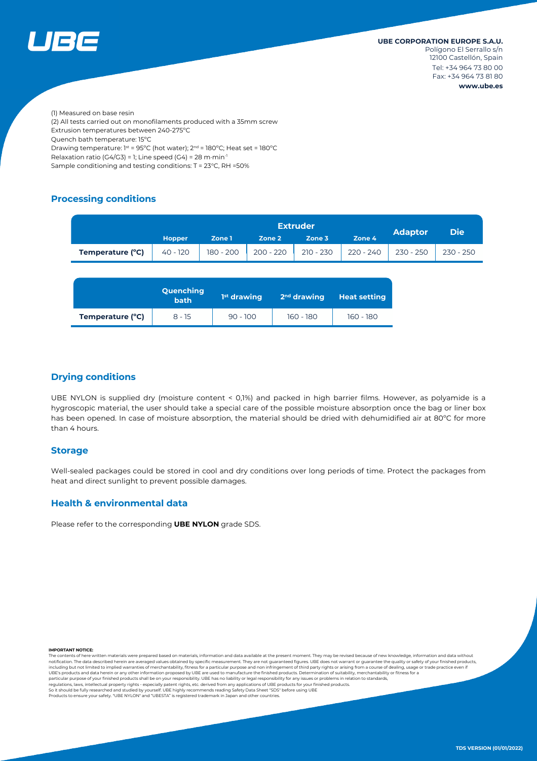(1) Measured on base resin
(2) All tests carried out on monofilaments produced with a 35mm screw
Extrusion temperatures between 240-275°C
Quench bath temperature: 15°C
Drawing temperature: 1st = 95°C (hot water); 2nd = 180°C; Heat set = 180°C
Relaxation ratio (G4/G3) = 1; Line speed (G4) = 28 m·min$^{-1}$
Sample conditioning and testing conditions: T = 23°C, RH =50%

## Processing conditions

| | Extruder | | | | | Adaptor | Die |
|---|---|---|---|---|---|---|---|
| | Hopper | Zone 1 | Zone 2 | Zone 3 | Zone 4 | | |
| **Temperature (°C)** | 40 - 120 | 180 - 200 | 200 - 220 | 210 - 230 | 220 - 240 | 230 - 250 | 230 - 250 |

| | Quenching bath | 1st drawing | 2nd drawing | Heat setting |
|---|---|---|---|---|
| **Temperature (°C)** | 8 - 15 | 90 - 100 | 160 - 180 | 160 - 180 |

## Drying conditions

UBE NYLON is supplied dry (moisture content < 0,1%) and packed in high barrier films. However, as polyamide is a hygroscopic material, the user should take a special care of the possible moisture absorption once the bag or liner box has been opened. In case of moisture absorption, the material should be dried with dehumidified air at 80°C for more than 4 hours.

## Storage

Well-sealed packages could be stored in cool and dry conditions over long periods of time. Protect the packages from heat and direct sunlight to prevent possible damages.

## Health & environmental data

Please refer to the corresponding **UBE NYLON** grade SDS.

**IMPORTANT NOTICE:**
The contents of here written materials were prepared based on materials, information and data available at the present moment. They may be revised because of new knowledge, information and data without notification. The data described herein are averaged values obtained by specific measurement. They are not guaranteed figures. UBE does not warrant or guarantee the quality or safety of your finished products, including but not limited to implied warranties of merchantability, fitness for a particular purpose and non infringement of third party rights or arising from a course of dealing, usage or trade practice even if UBE's products and data herein or any other information proposed by UBE are used to manufacture the finished products. Determination of suitability, merchantability or fitness for a particular purpose of your finished products shall be on your responsibility. UBE has no liability or legal responsibility for any issues or problems in relation to standards, regulations, laws, intellectual property rights - especially patent rights, etc. derived from any applications of UBE products for your finished products. So it should be fully researched and studied by yourself. UBE highly recommends reading Safety Data Sheet "SDS" before using UBE Products to ensure your safety. "UBE NYLON" and "UBESTA" is registered trademark in Japan and other countries.

TDS VERSION (01/01/2022)